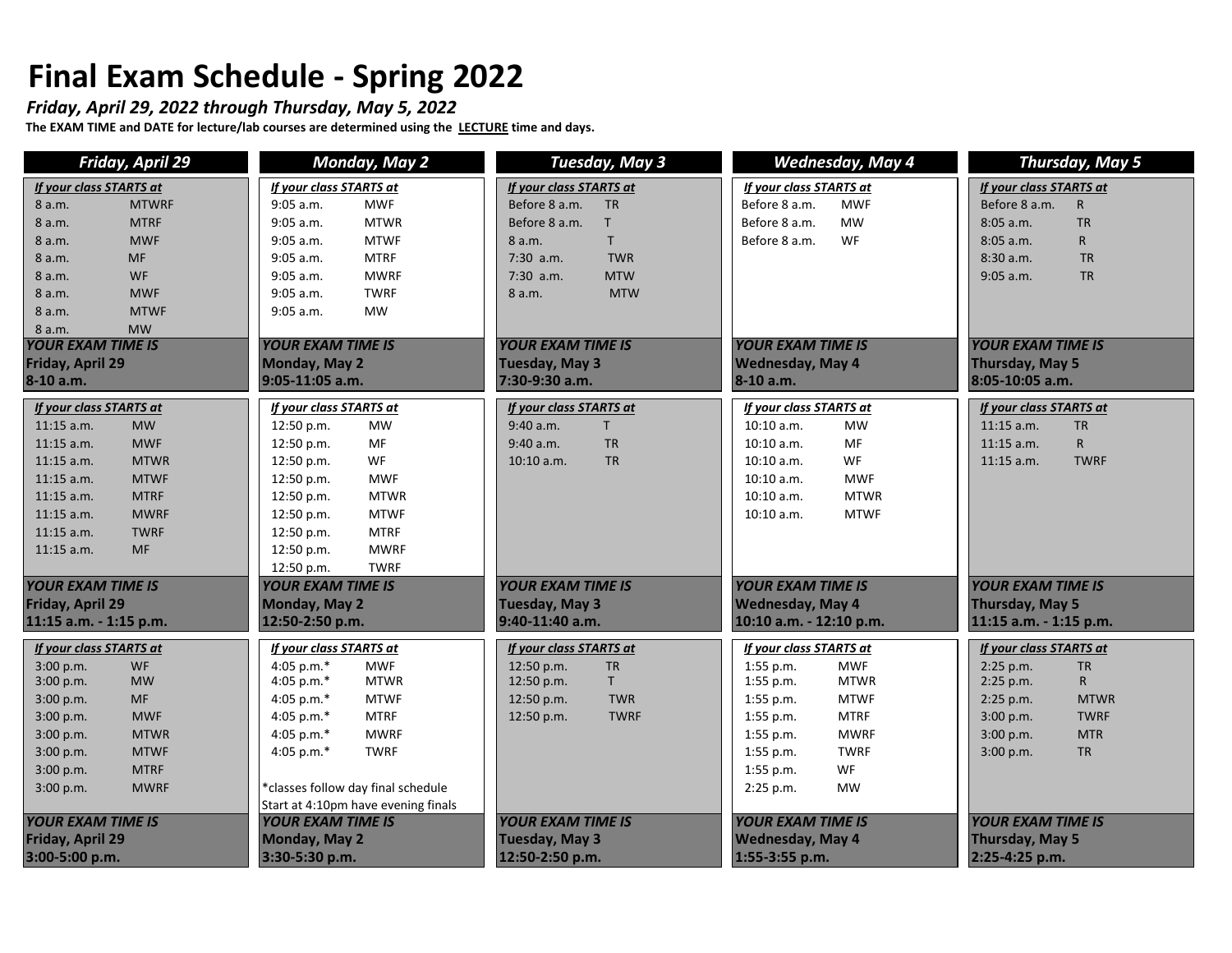# Final Exam Schedule - Spring 2022

***Friday, April 29, 2022 through Thursday, May 5, 2022***

**The EXAM TIME and DATE for lecture/lab courses are determined using the LECTURE time and days.**

## Friday, April 29

| *If your class STARTS at* | |
|---|---|
| 8 a.m. | MTWRF |
| 8 a.m. | MTRF |
| 8 a.m. | MWF |
| 8 a.m. | MF |
| 8 a.m. | WF |
| 8 a.m. | MWF |
| 8 a.m. | MTWF |
| 8 a.m. | MW |

***YOUR EXAM TIME IS***
**Friday, April 29**
**8-10 a.m.**

| *If your class STARTS at* | |
|---|---|
| 11:15 a.m. | MW |
| 11:15 a.m. | MWF |
| 11:15 a.m. | MTWR |
| 11:15 a.m. | MTWF |
| 11:15 a.m. | MTRF |
| 11:15 a.m. | MWRF |
| 11:15 a.m. | TWRF |
| 11:15 a.m. | MF |

***YOUR EXAM TIME IS***
**Friday, April 29**
**11:15 a.m. - 1:15 p.m.**

| *If your class STARTS at* | |
|---|---|
| 3:00 p.m. | WF |
| 3:00 p.m. | MW |
| 3:00 p.m. | MF |
| 3:00 p.m. | MWF |
| 3:00 p.m. | MTWR |
| 3:00 p.m. | MTWF |
| 3:00 p.m. | MTRF |
| 3:00 p.m. | MWRF |

***YOUR EXAM TIME IS***
**Friday, April 29**
**3:00-5:00 p.m.**

## Monday, May 2

| *If your class STARTS at* | |
|---|---|
| 9:05 a.m. | MWF |
| 9:05 a.m. | MTWR |
| 9:05 a.m. | MTWF |
| 9:05 a.m. | MTRF |
| 9:05 a.m. | MWRF |
| 9:05 a.m. | TWRF |
| 9:05 a.m. | MW |

***YOUR EXAM TIME IS***
**Monday, May 2**
**9:05-11:05 a.m.**

| *If your class STARTS at* | |
|---|---|
| 12:50 p.m. | MW |
| 12:50 p.m. | MF |
| 12:50 p.m. | WF |
| 12:50 p.m. | MWF |
| 12:50 p.m. | MTWR |
| 12:50 p.m. | MTWF |
| 12:50 p.m. | MTRF |
| 12:50 p.m. | MWRF |
| 12:50 p.m. | TWRF |

***YOUR EXAM TIME IS***
**Monday, May 2**
**12:50-2:50 p.m.**

| *If your class STARTS at* | |
|---|---|
| 4:05 p.m.* | MWF |
| 4:05 p.m.* | MTWR |
| 4:05 p.m.* | MTWF |
| 4:05 p.m.* | MTRF |
| 4:05 p.m.* | MWRF |
| 4:05 p.m.* | TWRF |

*classes follow day final schedule
Start at 4:10pm have evening finals

***YOUR EXAM TIME IS***
**Monday, May 2**
**3:30-5:30 p.m.**

## Tuesday, May 3

| *If your class STARTS at* | |
|---|---|
| Before 8 a.m. | TR |
| Before 8 a.m. | T |
| 8 a.m. | T |
| 7:30 a.m. | TWR |
| 7:30 a.m. | MTW |
| 8 a.m. | MTW |

***YOUR EXAM TIME IS***
**Tuesday, May 3**
**7:30-9:30 a.m.**

| *If your class STARTS at* | |
|---|---|
| 9:40 a.m. | T |
| 9:40 a.m. | TR |
| 10:10 a.m. | TR |

***YOUR EXAM TIME IS***
**Tuesday, May 3**
**9:40-11:40 a.m.**

| *If your class STARTS at* | |
|---|---|
| 12:50 p.m. | TR |
| 12:50 p.m. | T |
| 12:50 p.m. | TWR |
| 12:50 p.m. | TWRF |

***YOUR EXAM TIME IS***
**Tuesday, May 3**
**12:50-2:50 p.m.**

## Wednesday, May 4

| *If your class STARTS at* | |
|---|---|
| Before 8 a.m. | MWF |
| Before 8 a.m. | MW |
| Before 8 a.m. | WF |

***YOUR EXAM TIME IS***
**Wednesday, May 4**
**8-10 a.m.**

| *If your class STARTS at* | |
|---|---|
| 10:10 a.m. | MW |
| 10:10 a.m. | MF |
| 10:10 a.m. | WF |
| 10:10 a.m. | MWF |
| 10:10 a.m. | MTWR |
| 10:10 a.m. | MTWF |

***YOUR EXAM TIME IS***
**Wednesday, May 4**
**10:10 a.m. - 12:10 p.m.**

| *If your class STARTS at* | |
|---|---|
| 1:55 p.m. | MWF |
| 1:55 p.m. | MTWR |
| 1:55 p.m. | MTWF |
| 1:55 p.m. | MTRF |
| 1:55 p.m. | MWRF |
| 1:55 p.m. | TWRF |
| 1:55 p.m. | WF |
| 2:25 p.m. | MW |

***YOUR EXAM TIME IS***
**Wednesday, May 4**
**1:55-3:55 p.m.**

## Thursday, May 5

| *If your class STARTS at* | |
|---|---|
| Before 8 a.m. | R |
| 8:05 a.m. | TR |
| 8:05 a.m. | R |
| 8:30 a.m. | TR |
| 9:05 a.m. | TR |

***YOUR EXAM TIME IS***
**Thursday, May 5**
**8:05-10:05 a.m.**

| *If your class STARTS at* | |
|---|---|
| 11:15 a.m. | TR |
| 11:15 a.m. | R |
| 11:15 a.m. | TWRF |

***YOUR EXAM TIME IS***
**Thursday, May 5**
**11:15 a.m. - 1:15 p.m.**

| *If your class STARTS at* | |
|---|---|
| 2:25 p.m. | TR |
| 2:25 p.m. | R |
| 2:25 p.m. | MTWR |
| 3:00 p.m. | TWRF |
| 3:00 p.m. | MTR |
| 3:00 p.m. | TR |

***YOUR EXAM TIME IS***
**Thursday, May 5**
**2:25-4:25 p.m.**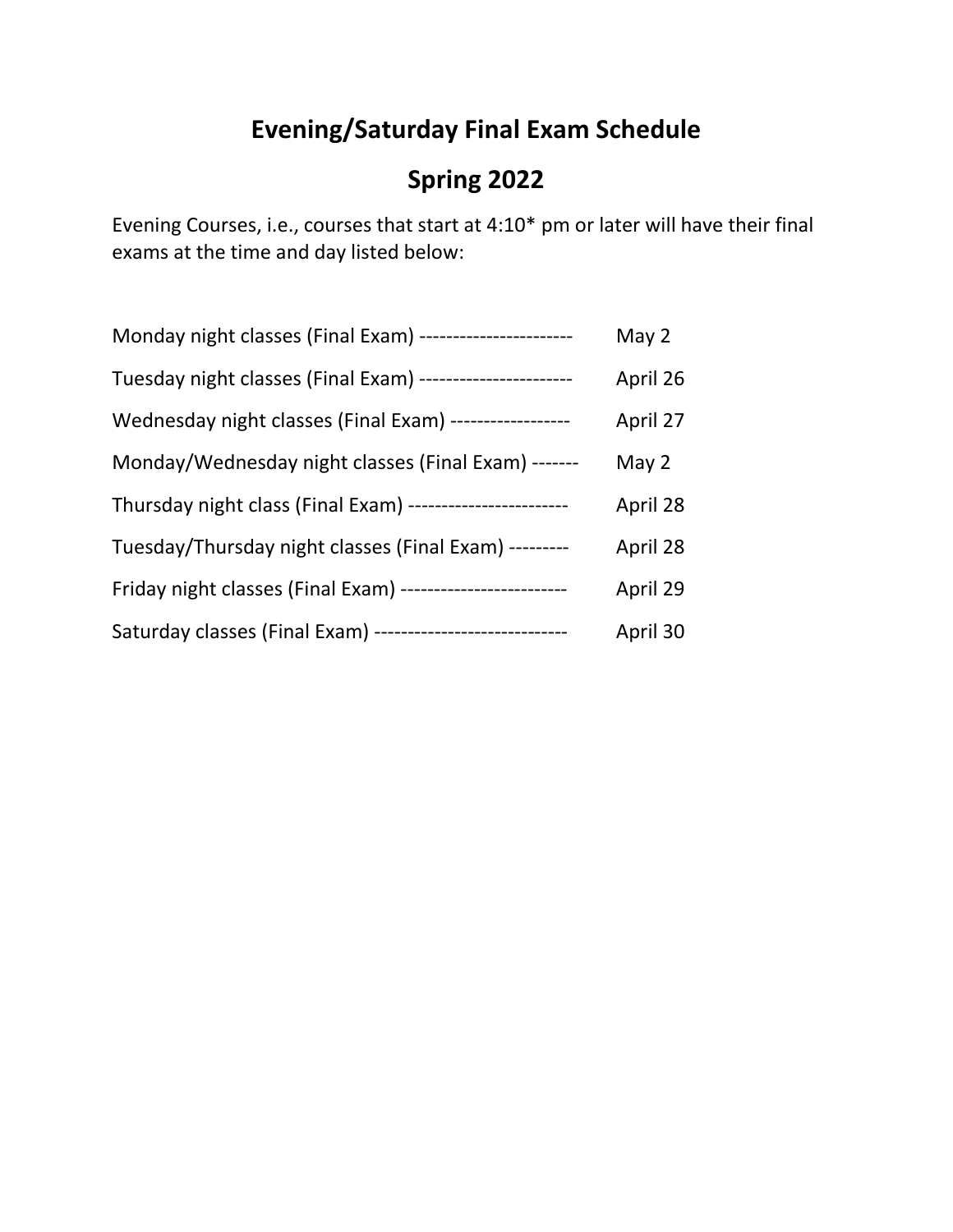# Evening/Saturday Final Exam Schedule

# Spring 2022

Evening Courses, i.e., courses that start at 4:10* pm or later will have their final exams at the time and day listed below:

| | |
|---|---|
| Monday night classes (Final Exam) ----------------------- | May 2 |
| Tuesday night classes (Final Exam) ----------------------- | April 26 |
| Wednesday night classes (Final Exam) ------------------ | April 27 |
| Monday/Wednesday night classes (Final Exam) ------- | May 2 |
| Thursday night class (Final Exam) ------------------------ | April 28 |
| Tuesday/Thursday night classes (Final Exam) --------- | April 28 |
| Friday night classes (Final Exam) ------------------------- | April 29 |
| Saturday classes (Final Exam) ---------------------------- | April 30 |